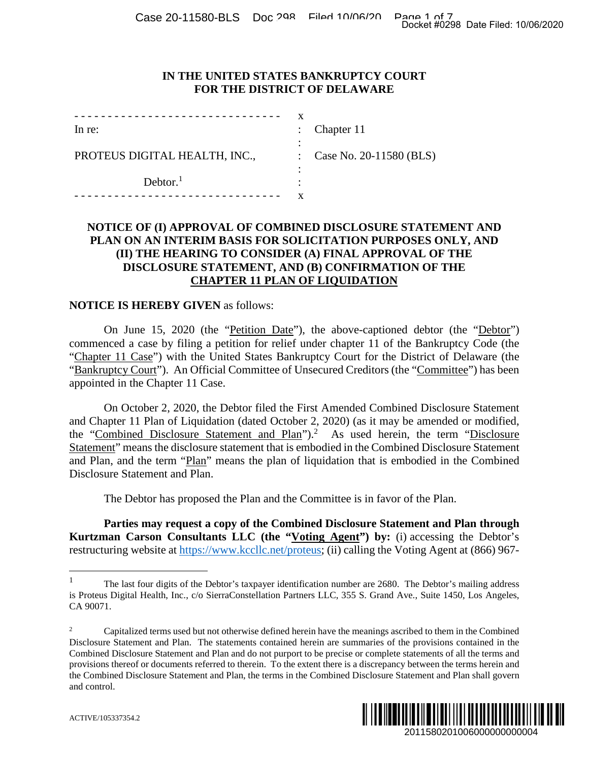**IN THE UNITED STATES BANKRUPTCY COURT**
**FOR THE DISTRICT OF DELAWARE**

| | | |
|---|---|---|
| In re: | : | Chapter 11 |
| PROTEUS DIGITAL HEALTH, INC., | : | Case No. 20-11580 (BLS) |
| Debtor.[1] | : | |

**NOTICE OF (I) APPROVAL OF COMBINED DISCLOSURE STATEMENT AND PLAN ON AN INTERIM BASIS FOR SOLICITATION PURPOSES ONLY, AND (II) THE HEARING TO CONSIDER (A) FINAL APPROVAL OF THE DISCLOSURE STATEMENT, AND (B) CONFIRMATION OF THE CHAPTER 11 PLAN OF LIQUIDATION**

**NOTICE IS HEREBY GIVEN** as follows:

On June 15, 2020 (the "Petition Date"), the above-captioned debtor (the "Debtor") commenced a case by filing a petition for relief under chapter 11 of the Bankruptcy Code (the "Chapter 11 Case") with the United States Bankruptcy Court for the District of Delaware (the "Bankruptcy Court"). An Official Committee of Unsecured Creditors (the "Committee") has been appointed in the Chapter 11 Case.

On October 2, 2020, the Debtor filed the First Amended Combined Disclosure Statement and Chapter 11 Plan of Liquidation (dated October 2, 2020) (as it may be amended or modified, the "Combined Disclosure Statement and Plan").[2] As used herein, the term "Disclosure Statement" means the disclosure statement that is embodied in the Combined Disclosure Statement and Plan, and the term "Plan" means the plan of liquidation that is embodied in the Combined Disclosure Statement and Plan.

The Debtor has proposed the Plan and the Committee is in favor of the Plan.

**Parties may request a copy of the Combined Disclosure Statement and Plan through Kurtzman Carson Consultants LLC (the "Voting Agent") by:** (i) accessing the Debtor's restructuring website at https://www.kccllc.net/proteus; (ii) calling the Voting Agent at (866) 967-

---

[1] The last four digits of the Debtor's taxpayer identification number are 2680. The Debtor's mailing address is Proteus Digital Health, Inc., c/o SierraConstellation Partners LLC, 355 S. Grand Ave., Suite 1450, Los Angeles, CA 90071.

[2] Capitalized terms used but not otherwise defined herein have the meanings ascribed to them in the Combined Disclosure Statement and Plan. The statements contained herein are summaries of the provisions contained in the Combined Disclosure Statement and Plan and do not purport to be precise or complete statements of all the terms and provisions thereof or documents referred to therein. To the extent there is a discrepancy between the terms herein and the Combined Disclosure Statement and Plan, the terms in the Combined Disclosure Statement and Plan shall govern and control.

ACTIVE/105337354.2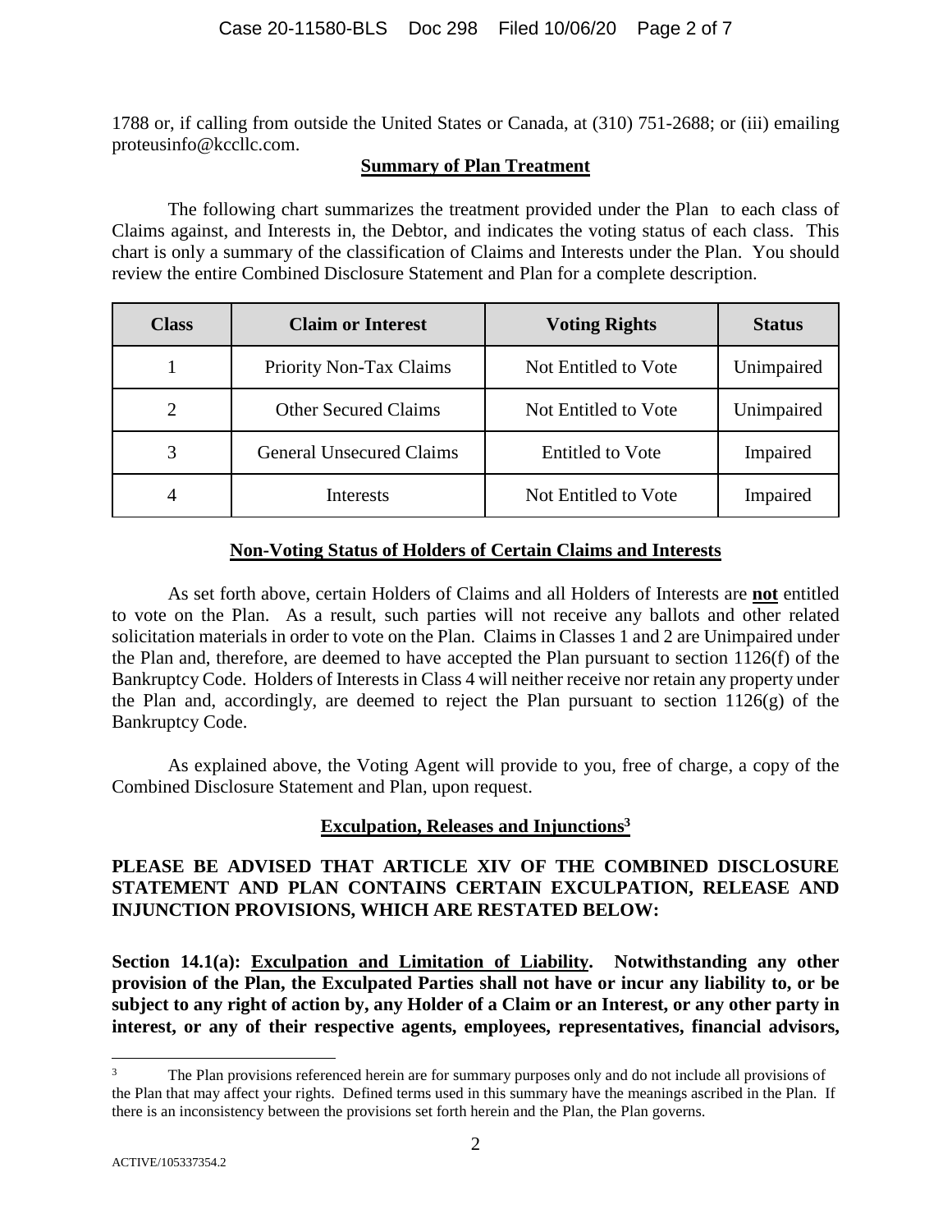1788 or, if calling from outside the United States or Canada, at (310) 751-2688; or (iii) emailing proteusinfo@kccllc.com.

## Summary of Plan Treatment

The following chart summarizes the treatment provided under the Plan to each class of Claims against, and Interests in, the Debtor, and indicates the voting status of each class. This chart is only a summary of the classification of Claims and Interests under the Plan. You should review the entire Combined Disclosure Statement and Plan for a complete description.

| Class | Claim or Interest | Voting Rights | Status |
|---|---|---|---|
| 1 | Priority Non-Tax Claims | Not Entitled to Vote | Unimpaired |
| 2 | Other Secured Claims | Not Entitled to Vote | Unimpaired |
| 3 | General Unsecured Claims | Entitled to Vote | Impaired |
| 4 | Interests | Not Entitled to Vote | Impaired |

## Non-Voting Status of Holders of Certain Claims and Interests

As set forth above, certain Holders of Claims and all Holders of Interests are **not** entitled to vote on the Plan. As a result, such parties will not receive any ballots and other related solicitation materials in order to vote on the Plan. Claims in Classes 1 and 2 are Unimpaired under the Plan and, therefore, are deemed to have accepted the Plan pursuant to section 1126(f) of the Bankruptcy Code. Holders of Interests in Class 4 will neither receive nor retain any property under the Plan and, accordingly, are deemed to reject the Plan pursuant to section 1126(g) of the Bankruptcy Code.

As explained above, the Voting Agent will provide to you, free of charge, a copy of the Combined Disclosure Statement and Plan, upon request.

## Exculpation, Releases and Injunctions[3]

**PLEASE BE ADVISED THAT ARTICLE XIV OF THE COMBINED DISCLOSURE STATEMENT AND PLAN CONTAINS CERTAIN EXCULPATION, RELEASE AND INJUNCTION PROVISIONS, WHICH ARE RESTATED BELOW:**

**Section 14.1(a): Exculpation and Limitation of Liability. Notwithstanding any other provision of the Plan, the Exculpated Parties shall not have or incur any liability to, or be subject to any right of action by, any Holder of a Claim or an Interest, or any other party in interest, or any of their respective agents, employees, representatives, financial advisors,**

[3] The Plan provisions referenced herein are for summary purposes only and do not include all provisions of the Plan that may affect your rights. Defined terms used in this summary have the meanings ascribed in the Plan. If there is an inconsistency between the provisions set forth herein and the Plan, the Plan governs.

ACTIVE/105337354.2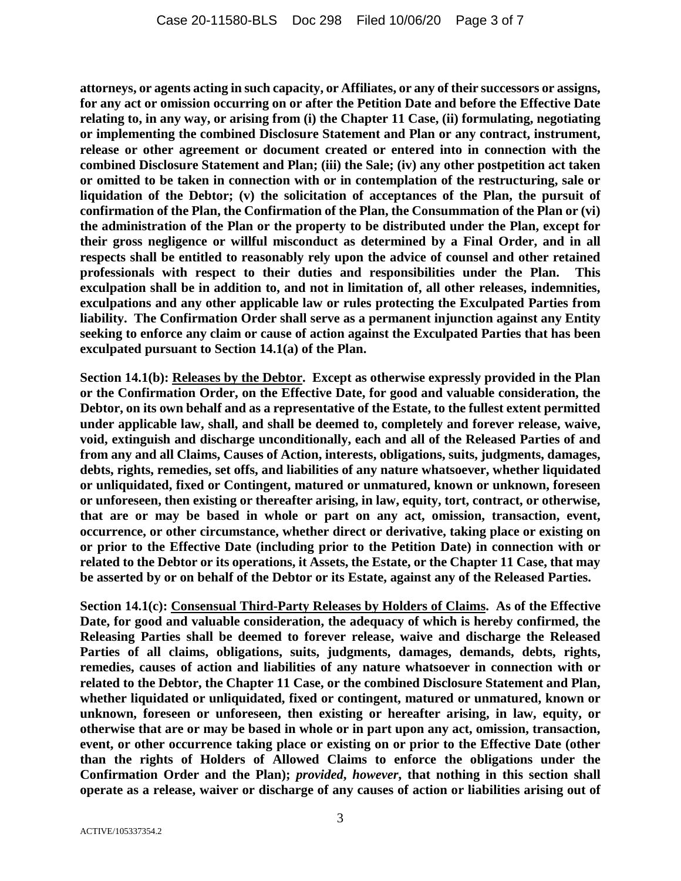**attorneys, or agents acting in such capacity, or Affiliates, or any of their successors or assigns, for any act or omission occurring on or after the Petition Date and before the Effective Date relating to, in any way, or arising from (i) the Chapter 11 Case, (ii) formulating, negotiating or implementing the combined Disclosure Statement and Plan or any contract, instrument, release or other agreement or document created or entered into in connection with the combined Disclosure Statement and Plan; (iii) the Sale; (iv) any other postpetition act taken or omitted to be taken in connection with or in contemplation of the restructuring, sale or liquidation of the Debtor; (v) the solicitation of acceptances of the Plan, the pursuit of confirmation of the Plan, the Confirmation of the Plan, the Consummation of the Plan or (vi) the administration of the Plan or the property to be distributed under the Plan, except for their gross negligence or willful misconduct as determined by a Final Order, and in all respects shall be entitled to reasonably rely upon the advice of counsel and other retained professionals with respect to their duties and responsibilities under the Plan. This exculpation shall be in addition to, and not in limitation of, all other releases, indemnities, exculpations and any other applicable law or rules protecting the Exculpated Parties from liability. The Confirmation Order shall serve as a permanent injunction against any Entity seeking to enforce any claim or cause of action against the Exculpated Parties that has been exculpated pursuant to Section 14.1(a) of the Plan.**

**Section 14.1(b): <u>Releases by the Debtor</u>. Except as otherwise expressly provided in the Plan or the Confirmation Order, on the Effective Date, for good and valuable consideration, the Debtor, on its own behalf and as a representative of the Estate, to the fullest extent permitted under applicable law, shall, and shall be deemed to, completely and forever release, waive, void, extinguish and discharge unconditionally, each and all of the Released Parties of and from any and all Claims, Causes of Action, interests, obligations, suits, judgments, damages, debts, rights, remedies, set offs, and liabilities of any nature whatsoever, whether liquidated or unliquidated, fixed or Contingent, matured or unmatured, known or unknown, foreseen or unforeseen, then existing or thereafter arising, in law, equity, tort, contract, or otherwise, that are or may be based in whole or part on any act, omission, transaction, event, occurrence, or other circumstance, whether direct or derivative, taking place or existing on or prior to the Effective Date (including prior to the Petition Date) in connection with or related to the Debtor or its operations, it Assets, the Estate, or the Chapter 11 Case, that may be asserted by or on behalf of the Debtor or its Estate, against any of the Released Parties.**

**Section 14.1(c): <u>Consensual Third-Party Releases by Holders of Claims</u>. As of the Effective Date, for good and valuable consideration, the adequacy of which is hereby confirmed, the Releasing Parties shall be deemed to forever release, waive and discharge the Released Parties of all claims, obligations, suits, judgments, damages, demands, debts, rights, remedies, causes of action and liabilities of any nature whatsoever in connection with or related to the Debtor, the Chapter 11 Case, or the combined Disclosure Statement and Plan, whether liquidated or unliquidated, fixed or contingent, matured or unmatured, known or unknown, foreseen or unforeseen, then existing or hereafter arising, in law, equity, or otherwise that are or may be based in whole or in part upon any act, omission, transaction, event, or other occurrence taking place or existing on or prior to the Effective Date (other than the rights of Holders of Allowed Claims to enforce the obligations under the Confirmation Order and the Plan); *provided*, *however*, that nothing in this section shall operate as a release, waiver or discharge of any causes of action or liabilities arising out of**

ACTIVE/105337354.2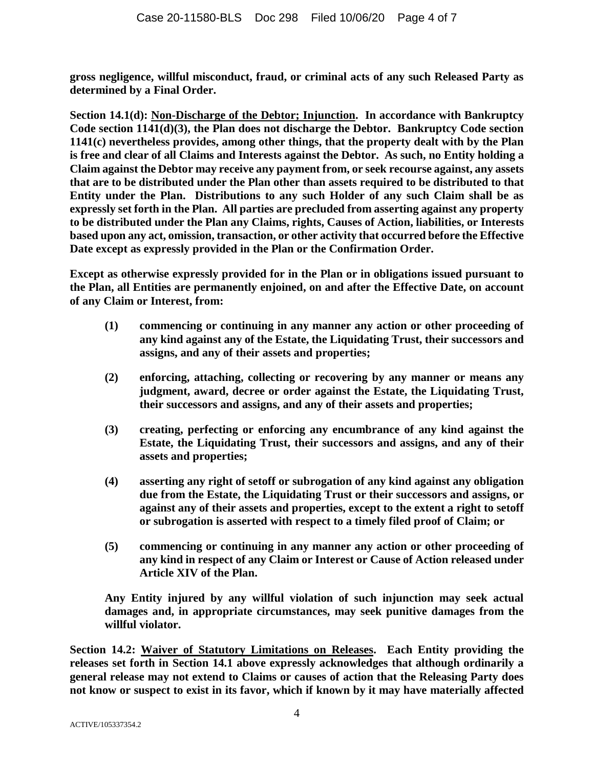**gross negligence, willful misconduct, fraud, or criminal acts of any such Released Party as determined by a Final Order.**

**Section 14.1(d): Non-Discharge of the Debtor; Injunction. In accordance with Bankruptcy Code section 1141(d)(3), the Plan does not discharge the Debtor. Bankruptcy Code section 1141(c) nevertheless provides, among other things, that the property dealt with by the Plan is free and clear of all Claims and Interests against the Debtor. As such, no Entity holding a Claim against the Debtor may receive any payment from, or seek recourse against, any assets that are to be distributed under the Plan other than assets required to be distributed to that Entity under the Plan. Distributions to any such Holder of any such Claim shall be as expressly set forth in the Plan. All parties are precluded from asserting against any property to be distributed under the Plan any Claims, rights, Causes of Action, liabilities, or Interests based upon any act, omission, transaction, or other activity that occurred before the Effective Date except as expressly provided in the Plan or the Confirmation Order.**

**Except as otherwise expressly provided for in the Plan or in obligations issued pursuant to the Plan, all Entities are permanently enjoined, on and after the Effective Date, on account of any Claim or Interest, from:**

> **(1) commencing or continuing in any manner any action or other proceeding of any kind against any of the Estate, the Liquidating Trust, their successors and assigns, and any of their assets and properties;**
>
> **(2) enforcing, attaching, collecting or recovering by any manner or means any judgment, award, decree or order against the Estate, the Liquidating Trust, their successors and assigns, and any of their assets and properties;**
>
> **(3) creating, perfecting or enforcing any encumbrance of any kind against the Estate, the Liquidating Trust, their successors and assigns, and any of their assets and properties;**
>
> **(4) asserting any right of setoff or subrogation of any kind against any obligation due from the Estate, the Liquidating Trust or their successors and assigns, or against any of their assets and properties, except to the extent a right to setoff or subrogation is asserted with respect to a timely filed proof of Claim; or**
>
> **(5) commencing or continuing in any manner any action or other proceeding of any kind in respect of any Claim or Interest or Cause of Action released under Article XIV of the Plan.**

**Any Entity injured by any willful violation of such injunction may seek actual damages and, in appropriate circumstances, may seek punitive damages from the willful violator.**

**Section 14.2: Waiver of Statutory Limitations on Releases. Each Entity providing the releases set forth in Section 14.1 above expressly acknowledges that although ordinarily a general release may not extend to Claims or causes of action that the Releasing Party does not know or suspect to exist in its favor, which if known by it may have materially affected**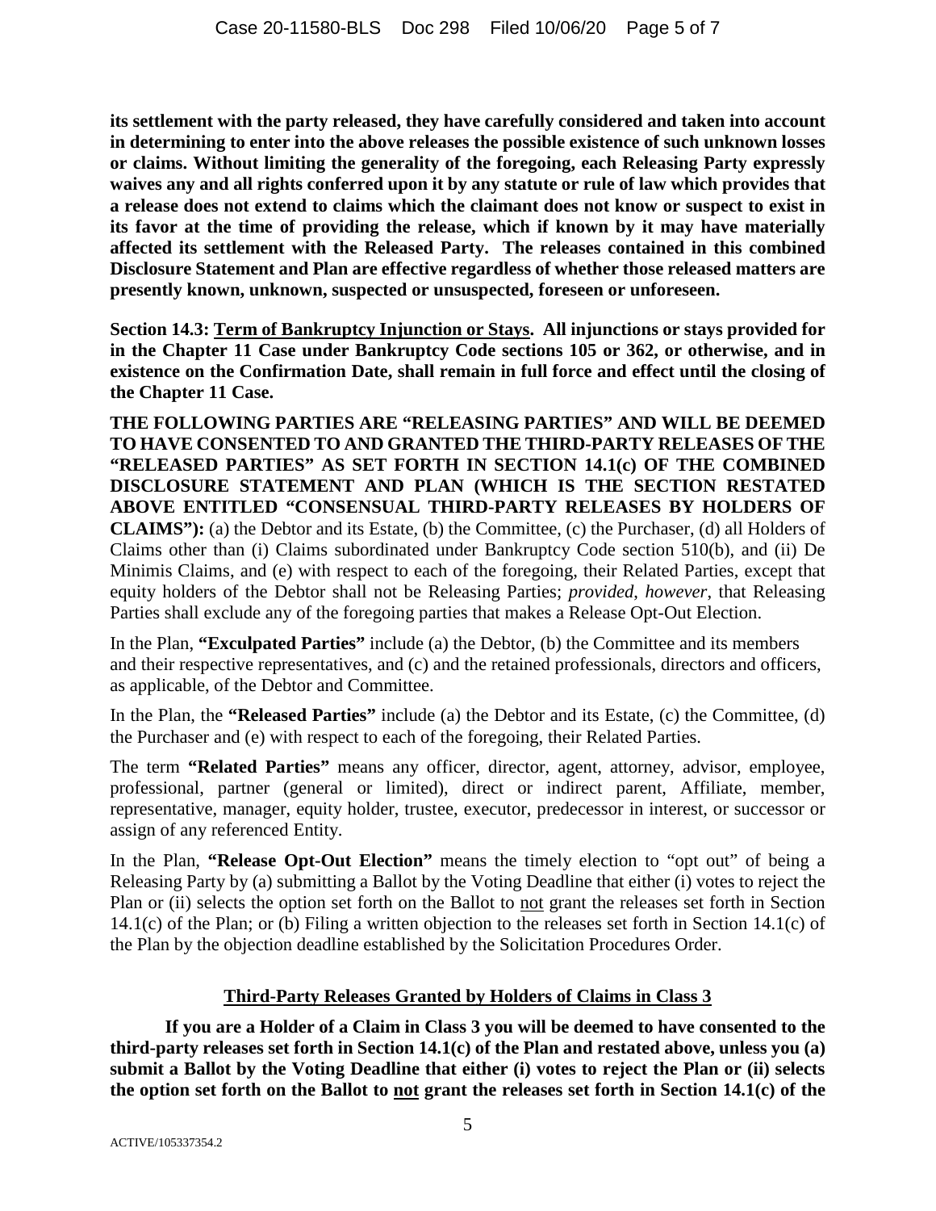**its settlement with the party released, they have carefully considered and taken into account in determining to enter into the above releases the possible existence of such unknown losses or claims. Without limiting the generality of the foregoing, each Releasing Party expressly waives any and all rights conferred upon it by any statute or rule of law which provides that a release does not extend to claims which the claimant does not know or suspect to exist in its favor at the time of providing the release, which if known by it may have materially affected its settlement with the Released Party. The releases contained in this combined Disclosure Statement and Plan are effective regardless of whether those released matters are presently known, unknown, suspected or unsuspected, foreseen or unforeseen.**

**Section 14.3: <u>Term of Bankruptcy Injunction or Stays</u>. All injunctions or stays provided for in the Chapter 11 Case under Bankruptcy Code sections 105 or 362, or otherwise, and in existence on the Confirmation Date, shall remain in full force and effect until the closing of the Chapter 11 Case.**

**THE FOLLOWING PARTIES ARE "RELEASING PARTIES" AND WILL BE DEEMED TO HAVE CONSENTED TO AND GRANTED THE THIRD-PARTY RELEASES OF THE "RELEASED PARTIES" AS SET FORTH IN SECTION 14.1(c) OF THE COMBINED DISCLOSURE STATEMENT AND PLAN (WHICH IS THE SECTION RESTATED ABOVE ENTITLED "CONSENSUAL THIRD-PARTY RELEASES BY HOLDERS OF CLAIMS"):** (a) the Debtor and its Estate, (b) the Committee, (c) the Purchaser, (d) all Holders of Claims other than (i) Claims subordinated under Bankruptcy Code section 510(b), and (ii) De Minimis Claims, and (e) with respect to each of the foregoing, their Related Parties, except that equity holders of the Debtor shall not be Releasing Parties; *provided*, *however*, that Releasing Parties shall exclude any of the foregoing parties that makes a Release Opt-Out Election.

In the Plan, **"Exculpated Parties"** include (a) the Debtor, (b) the Committee and its members and their respective representatives, and (c) and the retained professionals, directors and officers, as applicable, of the Debtor and Committee.

In the Plan, the **"Released Parties"** include (a) the Debtor and its Estate, (c) the Committee, (d) the Purchaser and (e) with respect to each of the foregoing, their Related Parties.

The term **"Related Parties"** means any officer, director, agent, attorney, advisor, employee, professional, partner (general or limited), direct or indirect parent, Affiliate, member, representative, manager, equity holder, trustee, executor, predecessor in interest, or successor or assign of any referenced Entity.

In the Plan, **"Release Opt-Out Election"** means the timely election to "opt out" of being a Releasing Party by (a) submitting a Ballot by the Voting Deadline that either (i) votes to reject the Plan or (ii) selects the option set forth on the Ballot to <u>not</u> grant the releases set forth in Section 14.1(c) of the Plan; or (b) Filing a written objection to the releases set forth in Section 14.1(c) of the Plan by the objection deadline established by the Solicitation Procedures Order.

**<u>Third-Party Releases Granted by Holders of Claims in Class 3</u>**

**If you are a Holder of a Claim in Class 3 you will be deemed to have consented to the third-party releases set forth in Section 14.1(c) of the Plan and restated above, unless you (a) submit a Ballot by the Voting Deadline that either (i) votes to reject the Plan or (ii) selects the option set forth on the Ballot to <u>not</u> grant the releases set forth in Section 14.1(c) of the**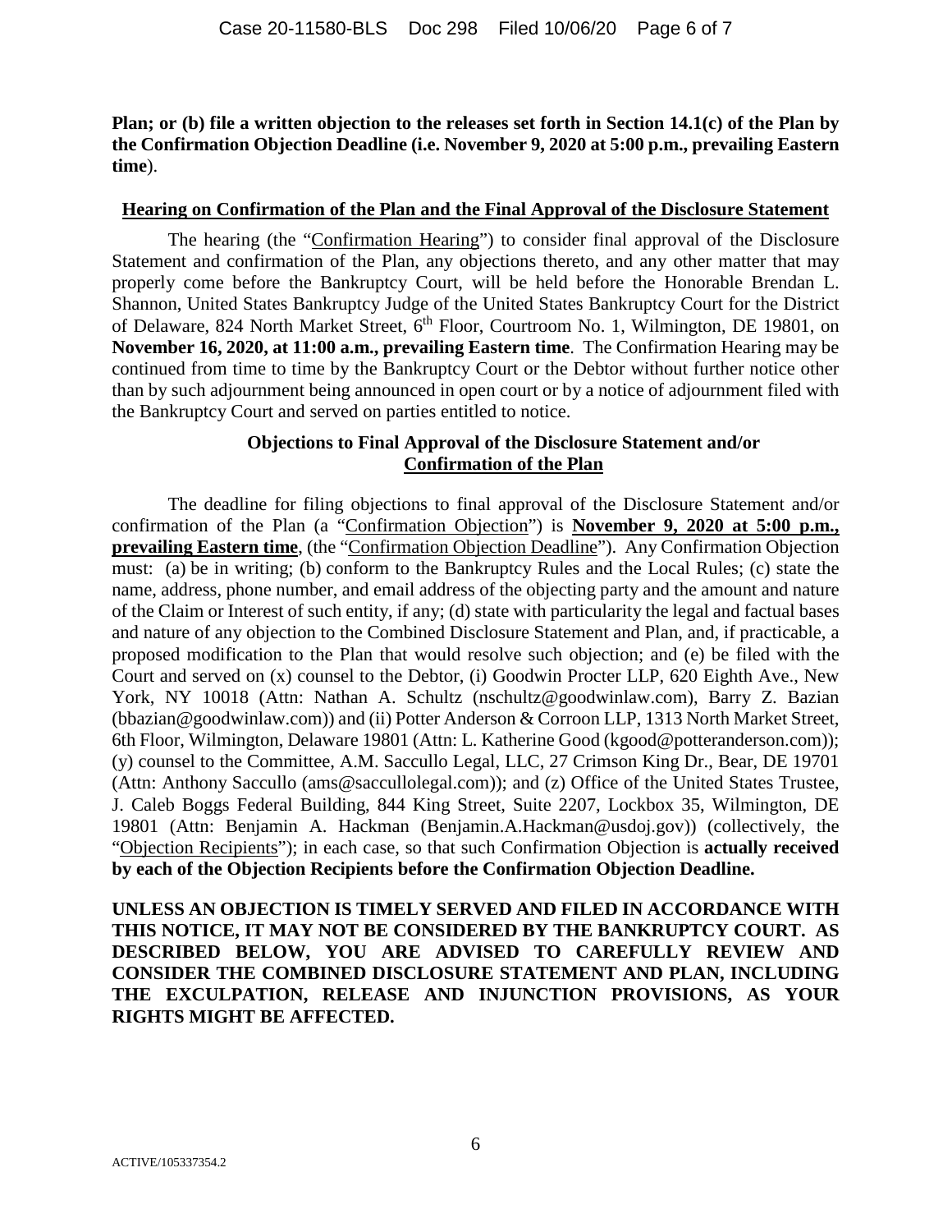**Plan; or (b) file a written objection to the releases set forth in Section 14.1(c) of the Plan by the Confirmation Objection Deadline (i.e. November 9, 2020 at 5:00 p.m., prevailing Eastern time**).

**Hearing on Confirmation of the Plan and the Final Approval of the Disclosure Statement**

The hearing (the "Confirmation Hearing") to consider final approval of the Disclosure Statement and confirmation of the Plan, any objections thereto, and any other matter that may properly come before the Bankruptcy Court, will be held before the Honorable Brendan L. Shannon, United States Bankruptcy Judge of the United States Bankruptcy Court for the District of Delaware, 824 North Market Street, 6th Floor, Courtroom No. 1, Wilmington, DE 19801, on **November 16, 2020, at 11:00 a.m., prevailing Eastern time**. The Confirmation Hearing may be continued from time to time by the Bankruptcy Court or the Debtor without further notice other than by such adjournment being announced in open court or by a notice of adjournment filed with the Bankruptcy Court and served on parties entitled to notice.

**Objections to Final Approval of the Disclosure Statement and/or Confirmation of the Plan**

The deadline for filing objections to final approval of the Disclosure Statement and/or confirmation of the Plan (a "Confirmation Objection") is **November 9, 2020 at 5:00 p.m., prevailing Eastern time**, (the "Confirmation Objection Deadline"). Any Confirmation Objection must: (a) be in writing; (b) conform to the Bankruptcy Rules and the Local Rules; (c) state the name, address, phone number, and email address of the objecting party and the amount and nature of the Claim or Interest of such entity, if any; (d) state with particularity the legal and factual bases and nature of any objection to the Combined Disclosure Statement and Plan, and, if practicable, a proposed modification to the Plan that would resolve such objection; and (e) be filed with the Court and served on (x) counsel to the Debtor, (i) Goodwin Procter LLP, 620 Eighth Ave., New York, NY 10018 (Attn: Nathan A. Schultz (nschultz@goodwinlaw.com), Barry Z. Bazian (bbazian@goodwinlaw.com)) and (ii) Potter Anderson & Corroon LLP, 1313 North Market Street, 6th Floor, Wilmington, Delaware 19801 (Attn: L. Katherine Good (kgood@potteranderson.com)); (y) counsel to the Committee, A.M. Saccullo Legal, LLC, 27 Crimson King Dr., Bear, DE 19701 (Attn: Anthony Saccullo (ams@saccullolegal.com)); and (z) Office of the United States Trustee, J. Caleb Boggs Federal Building, 844 King Street, Suite 2207, Lockbox 35, Wilmington, DE 19801 (Attn: Benjamin A. Hackman (Benjamin.A.Hackman@usdoj.gov)) (collectively, the "Objection Recipients"); in each case, so that such Confirmation Objection is **actually received by each of the Objection Recipients before the Confirmation Objection Deadline.**

**UNLESS AN OBJECTION IS TIMELY SERVED AND FILED IN ACCORDANCE WITH THIS NOTICE, IT MAY NOT BE CONSIDERED BY THE BANKRUPTCY COURT. AS DESCRIBED BELOW, YOU ARE ADVISED TO CAREFULLY REVIEW AND CONSIDER THE COMBINED DISCLOSURE STATEMENT AND PLAN, INCLUDING THE EXCULPATION, RELEASE AND INJUNCTION PROVISIONS, AS YOUR RIGHTS MIGHT BE AFFECTED.**

ACTIVE/105337354.2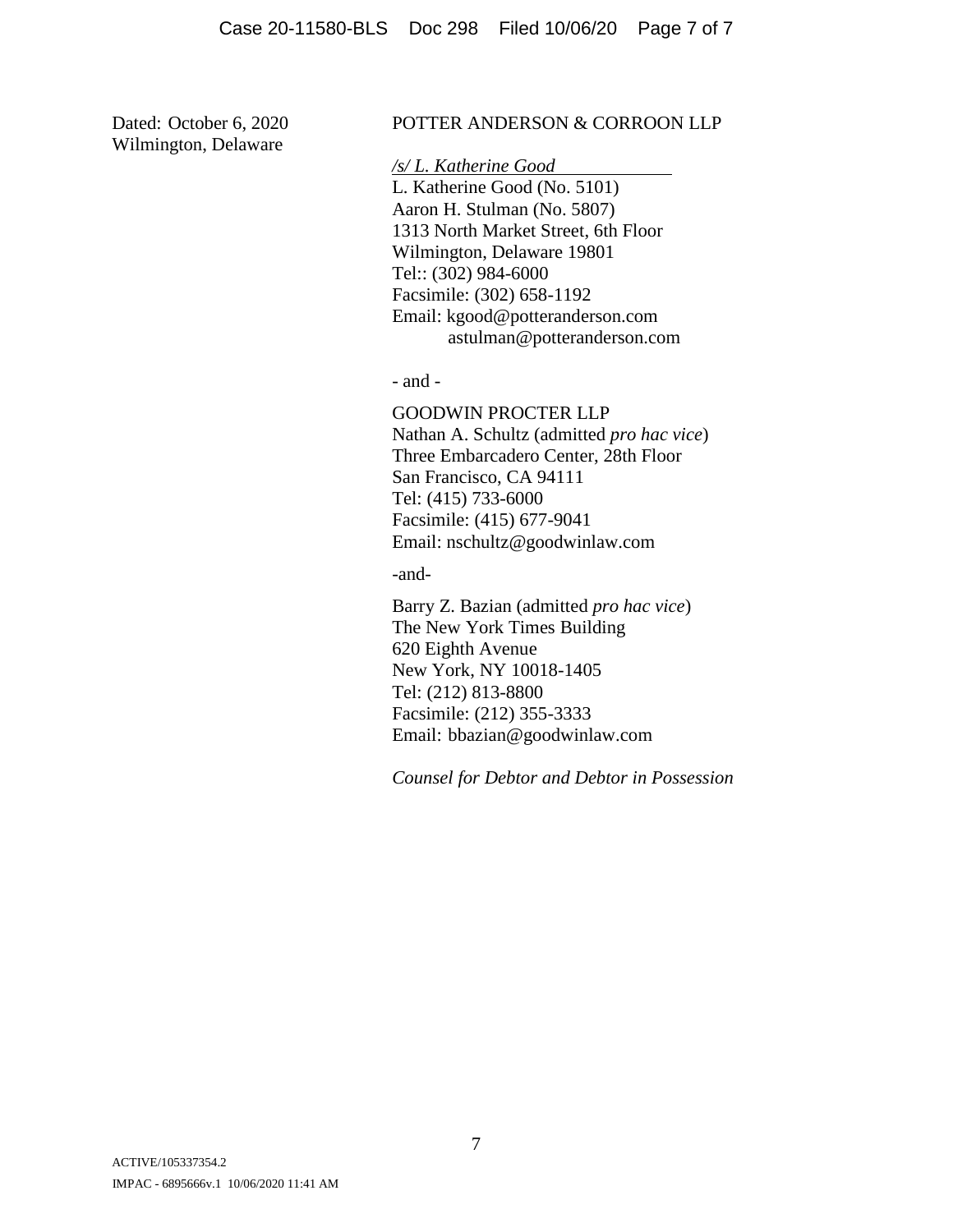Dated: October 6, 2020
Wilmington, Delaware

POTTER ANDERSON & CORROON LLP

*/s/ L. Katherine Good*
L. Katherine Good (No. 5101)
Aaron H. Stulman (No. 5807)
1313 North Market Street, 6th Floor
Wilmington, Delaware 19801
Tel:: (302) 984-6000
Facsimile: (302) 658-1192
Email: kgood@potteranderson.com
astulman@potteranderson.com

- and -

GOODWIN PROCTER LLP
Nathan A. Schultz (admitted *pro hac vice*)
Three Embarcadero Center, 28th Floor
San Francisco, CA 94111
Tel: (415) 733-6000
Facsimile: (415) 677-9041
Email: nschultz@goodwinlaw.com

-and-

Barry Z. Bazian (admitted *pro hac vice*)
The New York Times Building
620 Eighth Avenue
New York, NY 10018-1405
Tel: (212) 813-8800
Facsimile: (212) 355-3333
Email: bbazian@goodwinlaw.com

*Counsel for Debtor and Debtor in Possession*

ACTIVE/105337354.2
IMPAC - 6895666v.1 10/06/2020 11:41 AM